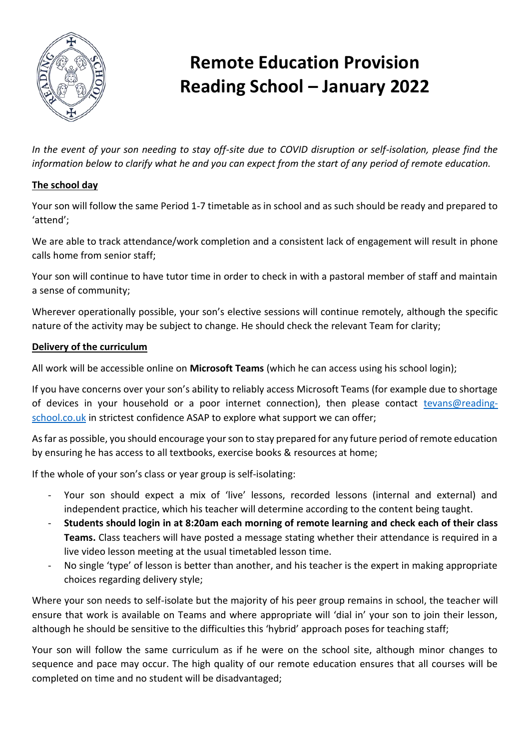# Remote Education Provision
# Reading School – January 2022

*In the event of your son needing to stay off-site due to COVID disruption or self-isolation, please find the information below to clarify what he and you can expect from the start of any period of remote education.*

**The school day**

Your son will follow the same Period 1-7 timetable as in school and as such should be ready and prepared to 'attend';

We are able to track attendance/work completion and a consistent lack of engagement will result in phone calls home from senior staff;

Your son will continue to have tutor time in order to check in with a pastoral member of staff and maintain a sense of community;

Wherever operationally possible, your son's elective sessions will continue remotely, although the specific nature of the activity may be subject to change. He should check the relevant Team for clarity;

**Delivery of the curriculum**

All work will be accessible online on **Microsoft Teams** (which he can access using his school login);

If you have concerns over your son's ability to reliably access Microsoft Teams (for example due to shortage of devices in your household or a poor internet connection), then please contact tevans@reading-school.co.uk in strictest confidence ASAP to explore what support we can offer;

As far as possible, you should encourage your son to stay prepared for any future period of remote education by ensuring he has access to all textbooks, exercise books & resources at home;

If the whole of your son's class or year group is self-isolating:

- Your son should expect a mix of 'live' lessons, recorded lessons (internal and external) and independent practice, which his teacher will determine according to the content being taught.
- **Students should login in at 8:20am each morning of remote learning and check each of their class Teams.** Class teachers will have posted a message stating whether their attendance is required in a live video lesson meeting at the usual timetabled lesson time.
- No single 'type' of lesson is better than another, and his teacher is the expert in making appropriate choices regarding delivery style;

Where your son needs to self-isolate but the majority of his peer group remains in school, the teacher will ensure that work is available on Teams and where appropriate will 'dial in' your son to join their lesson, although he should be sensitive to the difficulties this 'hybrid' approach poses for teaching staff;

Your son will follow the same curriculum as if he were on the school site, although minor changes to sequence and pace may occur. The high quality of our remote education ensures that all courses will be completed on time and no student will be disadvantaged;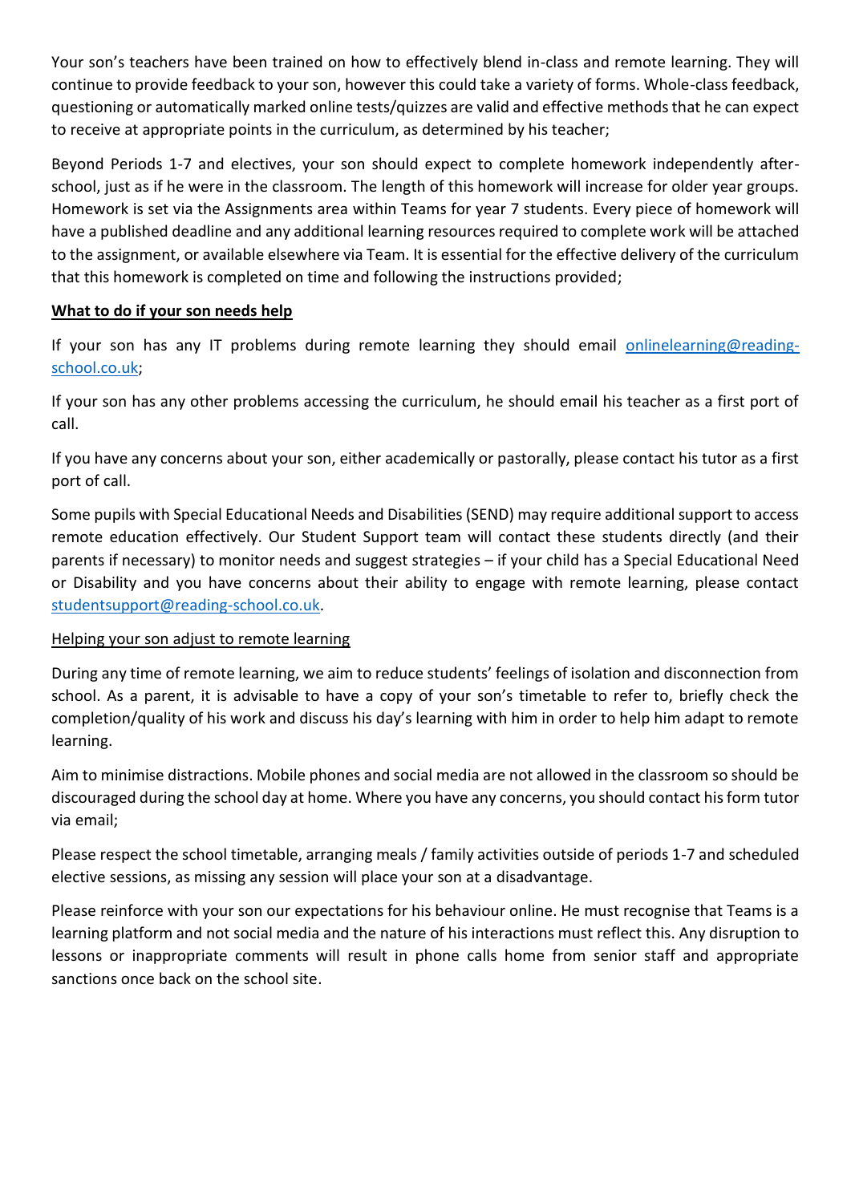Your son's teachers have been trained on how to effectively blend in-class and remote learning. They will continue to provide feedback to your son, however this could take a variety of forms. Whole-class feedback, questioning or automatically marked online tests/quizzes are valid and effective methods that he can expect to receive at appropriate points in the curriculum, as determined by his teacher;

Beyond Periods 1-7 and electives, your son should expect to complete homework independently after-school, just as if he were in the classroom. The length of this homework will increase for older year groups. Homework is set via the Assignments area within Teams for year 7 students. Every piece of homework will have a published deadline and any additional learning resources required to complete work will be attached to the assignment, or available elsewhere via Team. It is essential for the effective delivery of the curriculum that this homework is completed on time and following the instructions provided;

**What to do if your son needs help**

If your son has any IT problems during remote learning they should email [onlinelearning@reading-school.co.uk](mailto:onlinelearning@reading-school.co.uk);

If your son has any other problems accessing the curriculum, he should email his teacher as a first port of call.

If you have any concerns about your son, either academically or pastorally, please contact his tutor as a first port of call.

Some pupils with Special Educational Needs and Disabilities (SEND) may require additional support to access remote education effectively. Our Student Support team will contact these students directly (and their parents if necessary) to monitor needs and suggest strategies – if your child has a Special Educational Need or Disability and you have concerns about their ability to engage with remote learning, please contact [studentsupport@reading-school.co.uk](mailto:studentsupport@reading-school.co.uk).

Helping your son adjust to remote learning

During any time of remote learning, we aim to reduce students' feelings of isolation and disconnection from school. As a parent, it is advisable to have a copy of your son's timetable to refer to, briefly check the completion/quality of his work and discuss his day's learning with him in order to help him adapt to remote learning.

Aim to minimise distractions. Mobile phones and social media are not allowed in the classroom so should be discouraged during the school day at home. Where you have any concerns, you should contact his form tutor via email;

Please respect the school timetable, arranging meals / family activities outside of periods 1-7 and scheduled elective sessions, as missing any session will place your son at a disadvantage.

Please reinforce with your son our expectations for his behaviour online. He must recognise that Teams is a learning platform and not social media and the nature of his interactions must reflect this. Any disruption to lessons or inappropriate comments will result in phone calls home from senior staff and appropriate sanctions once back on the school site.